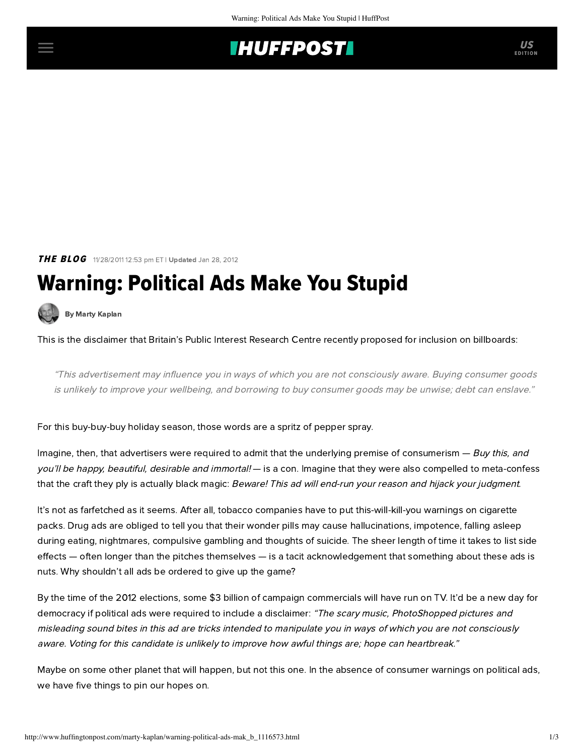THE BLOG 11/28/2011 12:53 pm ET | **Updated** Jan 28, 2012

# Warning: Political Ads Make You Stupid

**By Marty Kaplan**

This is the disclaimer that Britain's Public Interest Research Centre recently proposed for inclusion on billboards:

> *"This advertisement may influence you in ways of which you are not consciously aware. Buying consumer goods is unlikely to improve your wellbeing, and borrowing to buy consumer goods may be unwise; debt can enslave."*

For this buy-buy-buy holiday season, those words are a spritz of pepper spray.

Imagine, then, that advertisers were required to admit that the underlying premise of consumerism — *Buy this, and you'll be happy, beautiful, desirable and immortal!* — is a con. Imagine that they were also compelled to meta-confess that the craft they ply is actually black magic: *Beware! This ad will end-run your reason and hijack your judgment.*

It's not as farfetched as it seems. After all, tobacco companies have to put this-will-kill-you warnings on cigarette packs. Drug ads are obliged to tell you that their wonder pills may cause hallucinations, impotence, falling asleep during eating, nightmares, compulsive gambling and thoughts of suicide. The sheer length of time it takes to list side effects — often longer than the pitches themselves — is a tacit acknowledgement that something about these ads is nuts. Why shouldn't all ads be ordered to give up the game?

By the time of the 2012 elections, some $3 billion of campaign commercials will have run on TV. It'd be a new day for democracy if political ads were required to include a disclaimer: *"The scary music, PhotoShopped pictures and misleading sound bites in this ad are tricks intended to manipulate you in ways of which you are not consciously aware. Voting for this candidate is unlikely to improve how awful things are; hope can heartbreak."*

Maybe on some other planet that will happen, but not this one. In the absence of consumer warnings on political ads, we have five things to pin our hopes on.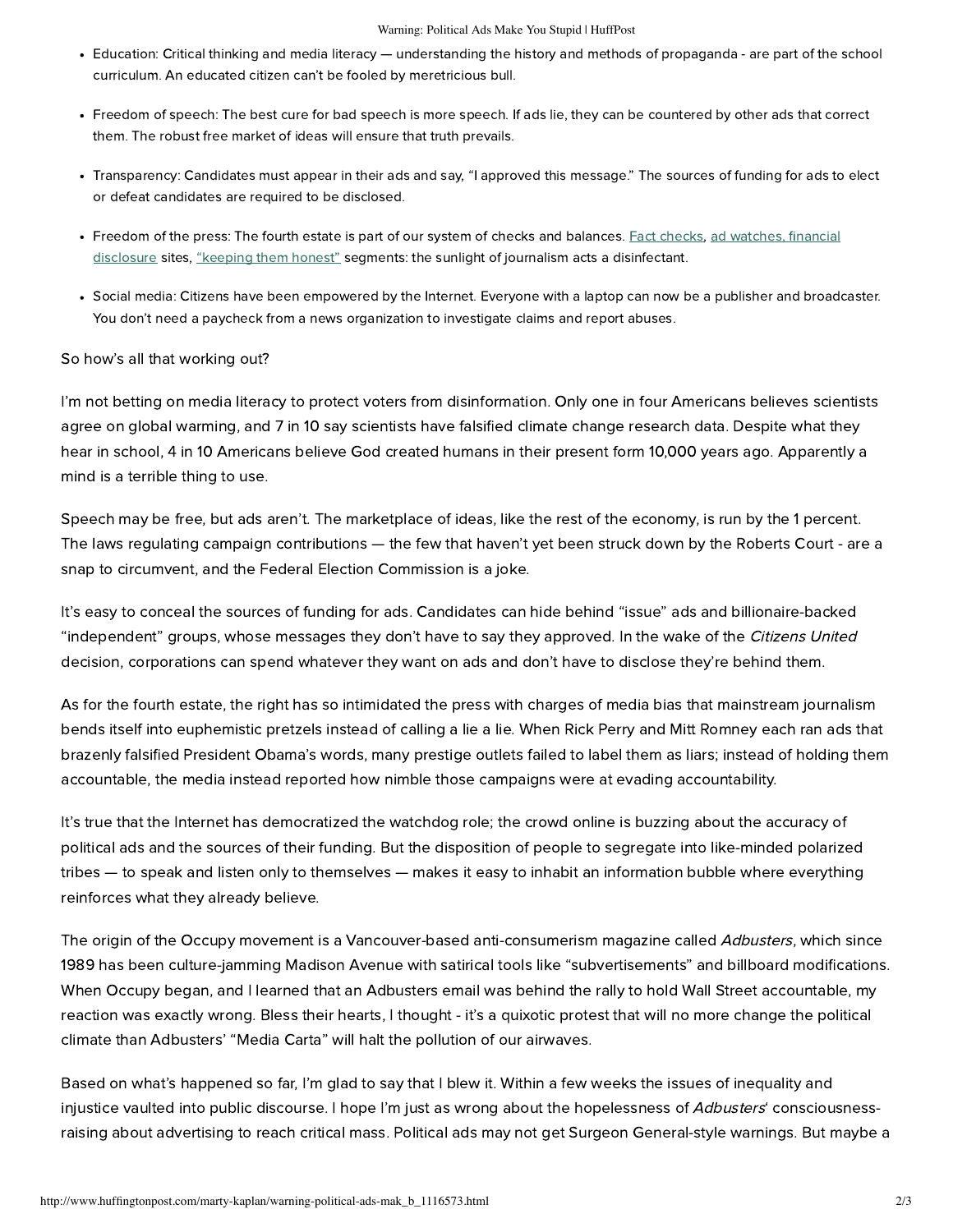- Education: Critical thinking and media literacy — understanding the history and methods of propaganda - are part of the school curriculum. An educated citizen can't be fooled by meretricious bull.

- Freedom of speech: The best cure for bad speech is more speech. If ads lie, they can be countered by other ads that correct them. The robust free market of ideas will ensure that truth prevails.

- Transparency: Candidates must appear in their ads and say, "I approved this message." The sources of funding for ads to elect or defeat candidates are required to be disclosed.

- Freedom of the press: The fourth estate is part of our system of checks and balances. Fact checks, ad watches, financial disclosure sites, "keeping them honest" segments: the sunlight of journalism acts a disinfectant.

- Social media: Citizens have been empowered by the Internet. Everyone with a laptop can now be a publisher and broadcaster. You don't need a paycheck from a news organization to investigate claims and report abuses.

So how's all that working out?

I'm not betting on media literacy to protect voters from disinformation. Only one in four Americans believes scientists agree on global warming, and 7 in 10 say scientists have falsified climate change research data. Despite what they hear in school, 4 in 10 Americans believe God created humans in their present form 10,000 years ago. Apparently a mind is a terrible thing to use.

Speech may be free, but ads aren't. The marketplace of ideas, like the rest of the economy, is run by the 1 percent. The laws regulating campaign contributions — the few that haven't yet been struck down by the Roberts Court - are a snap to circumvent, and the Federal Election Commission is a joke.

It's easy to conceal the sources of funding for ads. Candidates can hide behind "issue" ads and billionaire-backed "independent" groups, whose messages they don't have to say they approved. In the wake of the *Citizens United* decision, corporations can spend whatever they want on ads and don't have to disclose they're behind them.

As for the fourth estate, the right has so intimidated the press with charges of media bias that mainstream journalism bends itself into euphemistic pretzels instead of calling a lie a lie. When Rick Perry and Mitt Romney each ran ads that brazenly falsified President Obama's words, many prestige outlets failed to label them as liars; instead of holding them accountable, the media instead reported how nimble those campaigns were at evading accountability.

It's true that the Internet has democratized the watchdog role; the crowd online is buzzing about the accuracy of political ads and the sources of their funding. But the disposition of people to segregate into like-minded polarized tribes — to speak and listen only to themselves — makes it easy to inhabit an information bubble where everything reinforces what they already believe.

The origin of the Occupy movement is a Vancouver-based anti-consumerism magazine called *Adbusters*, which since 1989 has been culture-jamming Madison Avenue with satirical tools like "subvertisements" and billboard modifications. When Occupy began, and I learned that an Adbusters email was behind the rally to hold Wall Street accountable, my reaction was exactly wrong. Bless their hearts, I thought - it's a quixotic protest that will no more change the political climate than Adbusters' "Media Carta" will halt the pollution of our airwaves.

Based on what's happened so far, I'm glad to say that I blew it. Within a few weeks the issues of inequality and injustice vaulted into public discourse. I hope I'm just as wrong about the hopelessness of *Adbusters*' consciousness-raising about advertising to reach critical mass. Political ads may not get Surgeon General-style warnings. But maybe a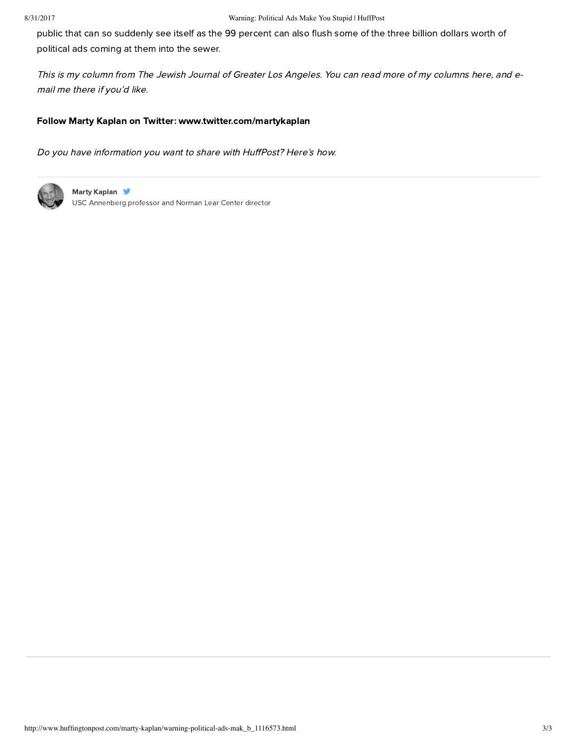public that can so suddenly see itself as the 99 percent can also flush some of the three billion dollars worth of political ads coming at them into the sewer.

*This is my column from The Jewish Journal of Greater Los Angeles. You can read more of my columns here, and e-mail me there if you'd like.*

**Follow Marty Kaplan on Twitter: www.twitter.com/martykaplan**

*Do you have information you want to share with HuffPost? Here's how.*

---

**Marty Kaplan**
USC Annenberg professor and Norman Lear Center director